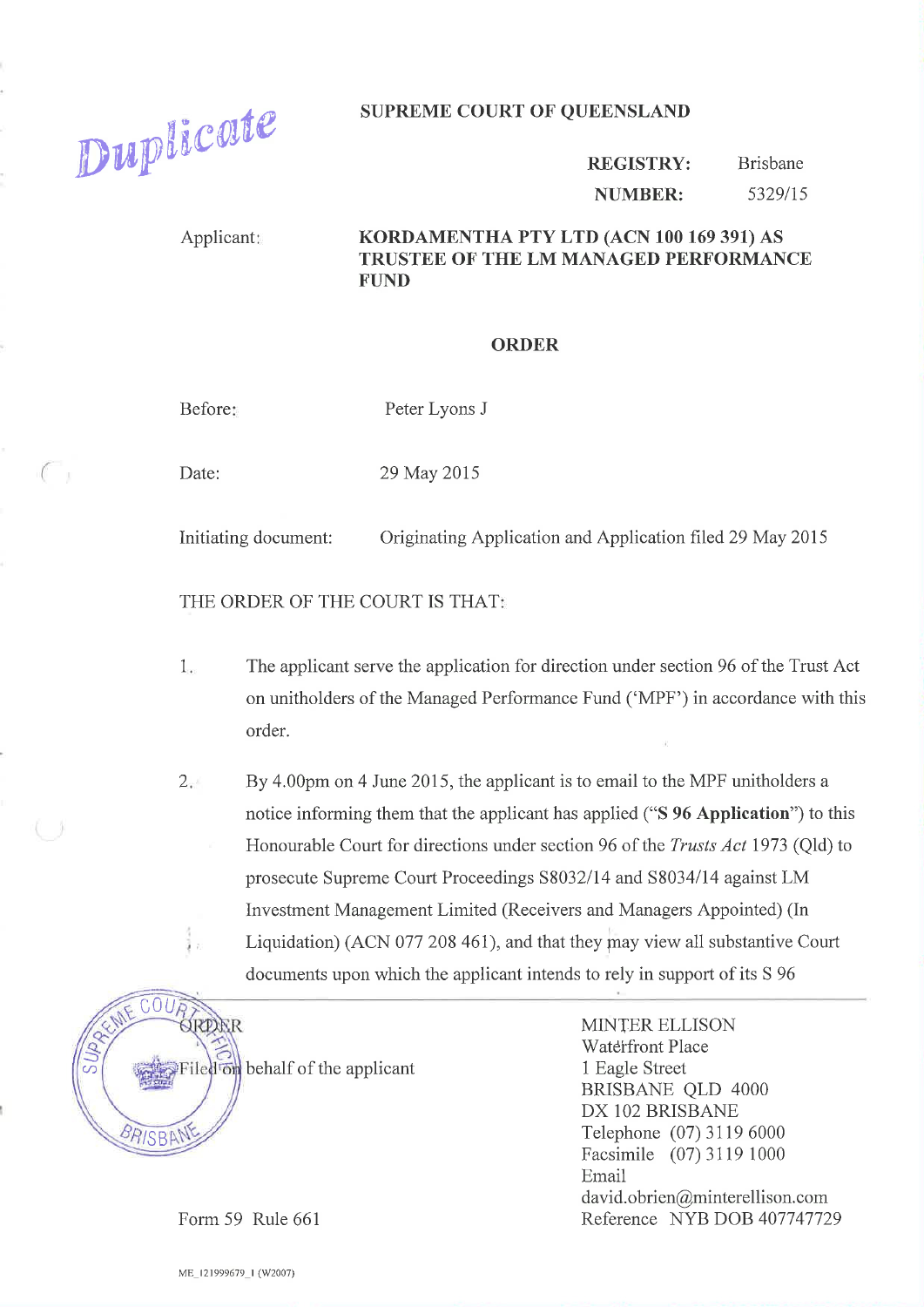Duplicate

**SUPREME COURT OF QUEENSLAND**

**REGISTRY:** Brisbane
**NUMBER:** 5329/15

Applicant: **KORDAMENTHA PTY LTD (ACN 100 169 391) AS TRUSTEE OF THE LM MANAGED PERFORMANCE FUND**

# ORDER

Before: Peter Lyons J

Date: 29 May 2015

Initiating document: Originating Application and Application filed 29 May 2015

THE ORDER OF THE COURT IS THAT:

1. The applicant serve the application for direction under section 96 of the Trust Act on unitholders of the Managed Performance Fund ('MPF') in accordance with this order.

2. By 4.00pm on 4 June 2015, the applicant is to email to the MPF unitholders a notice informing them that the applicant has applied (**"S 96 Application"**) to this Honourable Court for directions under section 96 of the *Trusts Act* 1973 (Qld) to prosecute Supreme Court Proceedings S8032/14 and S8034/14 against LM Investment Management Limited (Receivers and Managers Appointed) (In Liquidation) (ACN 077 208 461), and that they may view all substantive Court documents upon which the applicant intends to rely in support of its S 96

---

ORDER

Filed on behalf of the applicant

Form 59 Rule 661

MINTER ELLISON
Waterfront Place
1 Eagle Street
BRISBANE QLD 4000
DX 102 BRISBANE
Telephone (07) 3119 6000
Facsimile (07) 3119 1000
Email david.obrien@minterellison.com
Reference NYB DOB 407747729

ME_121999679_1 (W2007)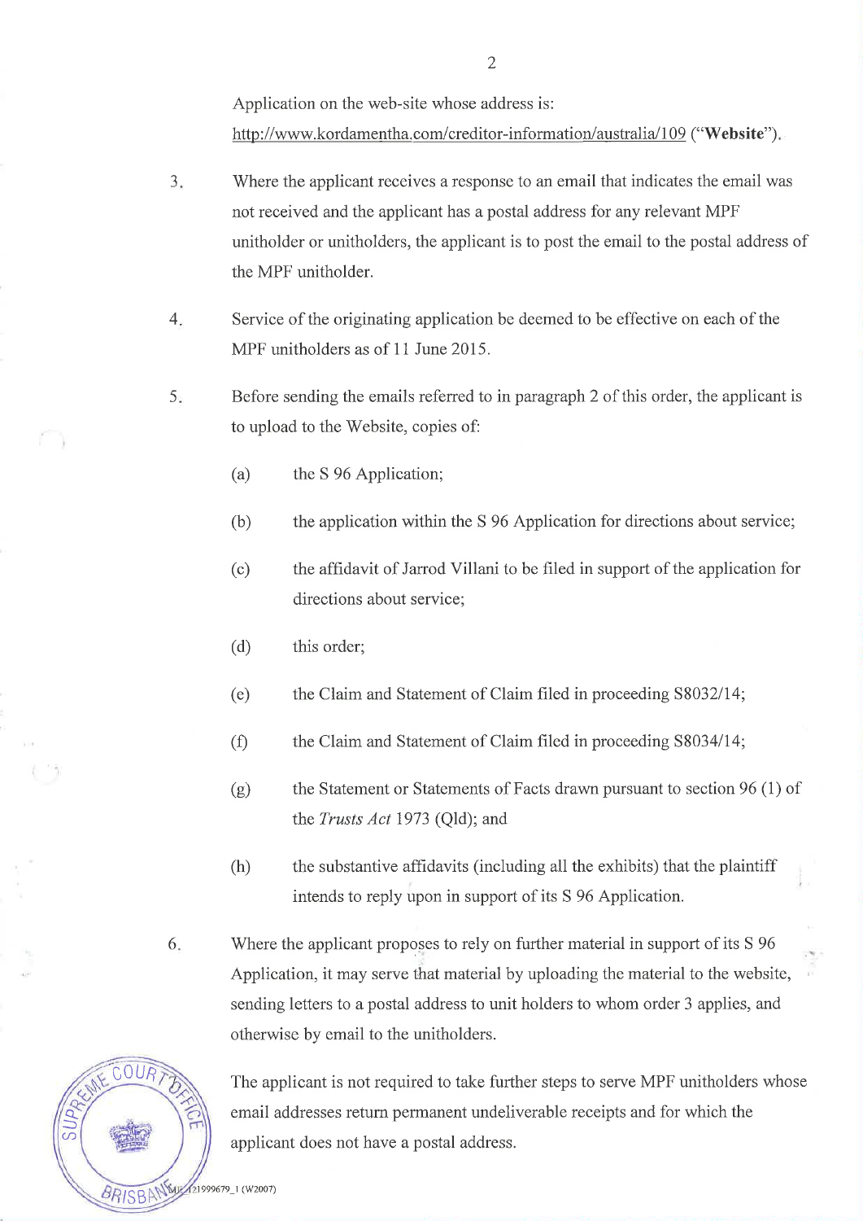Application on the web-site whose address is: http://www.kordamentha.com/creditor-information/australia/109 ("**Website**").

3. Where the applicant receives a response to an email that indicates the email was not received and the applicant has a postal address for any relevant MPF unitholder or unitholders, the applicant is to post the email to the postal address of the MPF unitholder.

4. Service of the originating application be deemed to be effective on each of the MPF unitholders as of 11 June 2015.

5. Before sending the emails referred to in paragraph 2 of this order, the applicant is to upload to the Website, copies of:

   (a) the S 96 Application;

   (b) the application within the S 96 Application for directions about service;

   (c) the affidavit of Jarrod Villani to be filed in support of the application for directions about service;

   (d) this order;

   (e) the Claim and Statement of Claim filed in proceeding S8032/14;

   (f) the Claim and Statement of Claim filed in proceeding S8034/14;

   (g) the Statement or Statements of Facts drawn pursuant to section 96 (1) of the *Trusts Act* 1973 (Qld); and

   (h) the substantive affidavits (including all the exhibits) that the plaintiff intends to reply upon in support of its S 96 Application.

6. Where the applicant proposes to rely on further material in support of its S 96 Application, it may serve that material by uploading the material to the website, sending letters to a postal address to unit holders to whom order 3 applies, and otherwise by email to the unitholders.

The applicant is not required to take further steps to serve MPF unitholders whose email addresses return permanent undeliverable receipts and for which the applicant does not have a postal address.

ME_121999679_1 (W2007)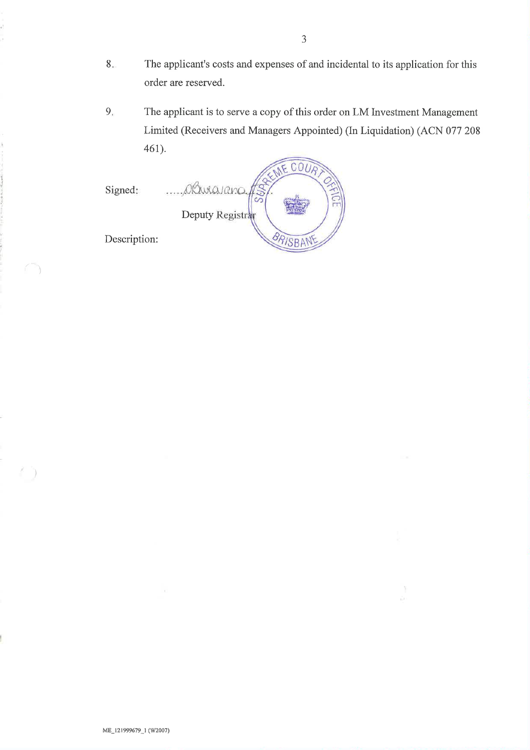8. The applicant's costs and expenses of and incidental to its application for this order are reserved.

9. The applicant is to serve a copy of this order on LM Investment Management Limited (Receivers and Managers Appointed) (In Liquidation) (ACN 077 208 461).

Signed: .....[signature]

Deputy Registrar

Description:

SUPREME COURT OFFICE BRISBANE

ME_121999679_1 (W2007)